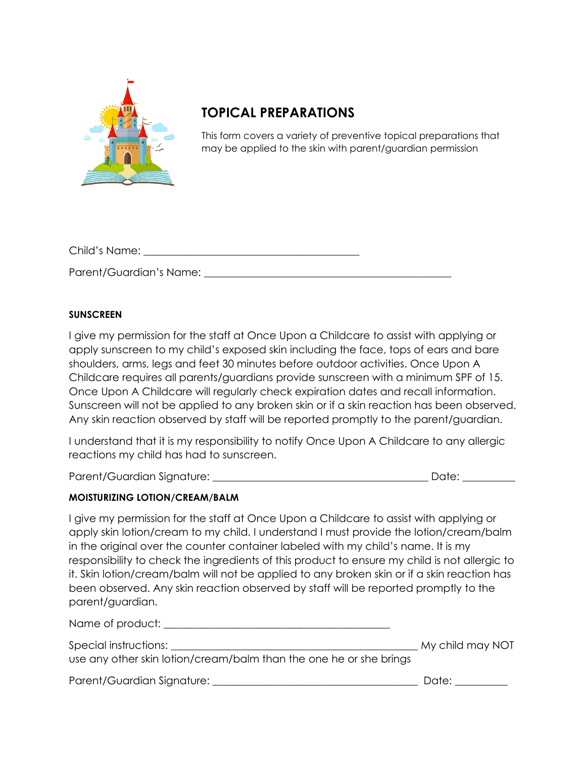# TOPICAL PREPARATIONS

This form covers a variety of preventive topical preparations that may be applied to the skin with parent/guardian permission

Child's Name: ________________________________________

Parent/Guardian's Name: ______________________________________________

**SUNSCREEN**

I give my permission for the staff at Once Upon a Childcare to assist with applying or apply sunscreen to my child's exposed skin including the face, tops of ears and bare shoulders, arms, legs and feet 30 minutes before outdoor activities. Once Upon A Childcare requires all parents/guardians provide sunscreen with a minimum SPF of 15. Once Upon A Childcare will regularly check expiration dates and recall information. Sunscreen will not be applied to any broken skin or if a skin reaction has been observed. Any skin reaction observed by staff will be reported promptly to the parent/guardian.

I understand that it is my responsibility to notify Once Upon A Childcare to any allergic reactions my child has had to sunscreen.

Parent/Guardian Signature: ________________________________________ Date: __________

**MOISTURIZING LOTION/CREAM/BALM**

I give my permission for the staff at Once Upon a Childcare to assist with applying or apply skin lotion/cream to my child. I understand I must provide the lotion/cream/balm in the original over the counter container labeled with my child's name. It is my responsibility to check the ingredients of this product to ensure my child is not allergic to it. Skin lotion/cream/balm will not be applied to any broken skin or if a skin reaction has been observed. Any skin reaction observed by staff will be reported promptly to the parent/guardian.

Name of product: ___________________________________________

Special instructions: ______________________________________________ My child may NOT use any other skin lotion/cream/balm than the one he or she brings

Parent/Guardian Signature: _______________________________________ Date: __________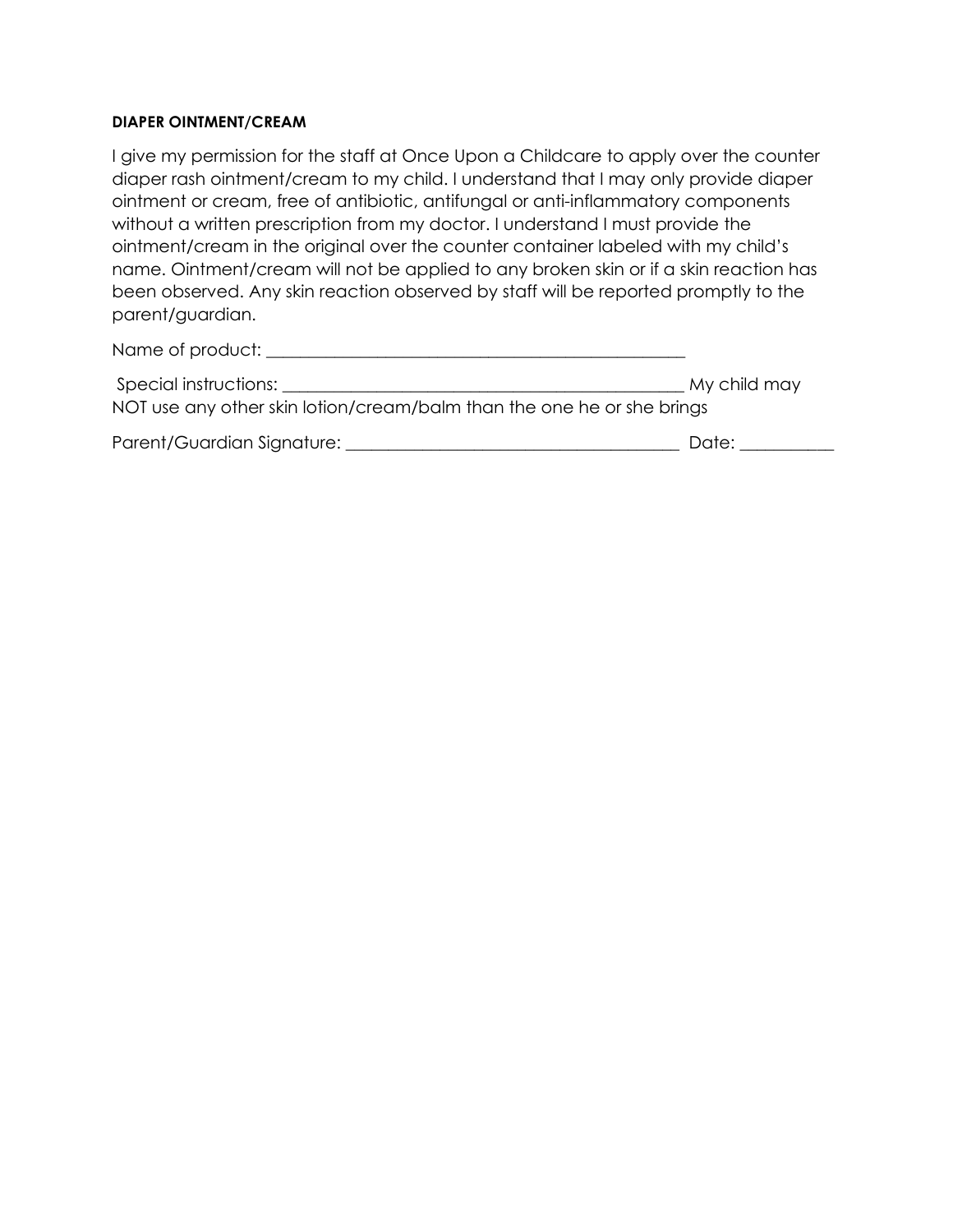**DIAPER OINTMENT/CREAM**

I give my permission for the staff at Once Upon a Childcare to apply over the counter diaper rash ointment/cream to my child. I understand that I may only provide diaper ointment or cream, free of antibiotic, antifungal or anti-inflammatory components without a written prescription from my doctor. I understand I must provide the ointment/cream in the original over the counter container labeled with my child's name. Ointment/cream will not be applied to any broken skin or if a skin reaction has been observed. Any skin reaction observed by staff will be reported promptly to the parent/guardian.

Name of product: ___________________________________________________

Special instructions: ________________________________________________ My child may NOT use any other skin lotion/cream/balm than the one he or she brings

Parent/Guardian Signature: ________________________________________ Date: ___________